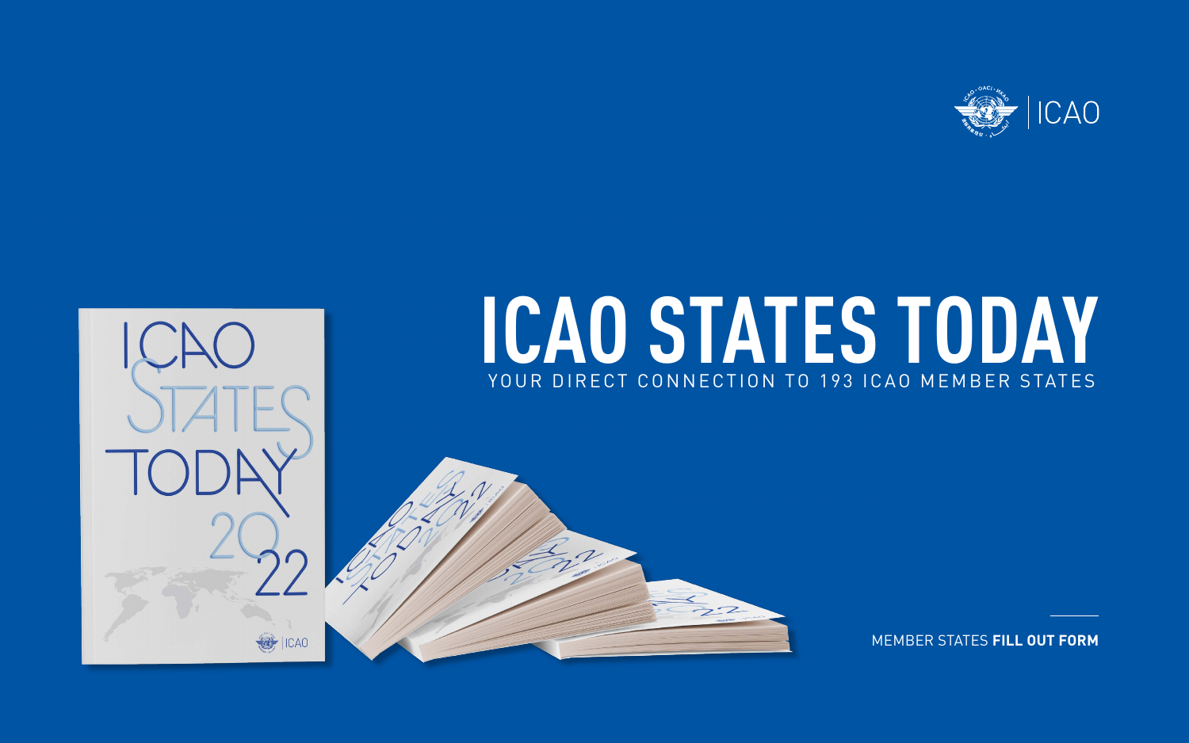ICAO

# ICAO STATES TODAY

YOUR DIRECT CONNECTION TO 193 ICAO MEMBER STATES

MEMBER STATES **FILL OUT FORM**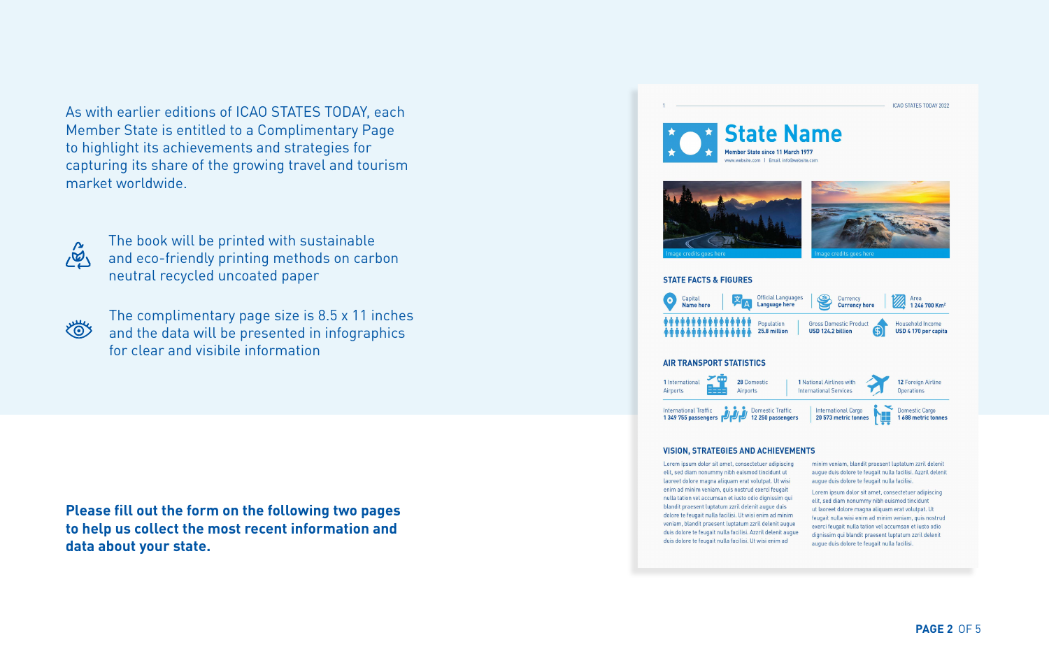As with earlier editions of ICAO STATES TODAY, each Member State is entitled to a Complimentary Page to highlight its achievements and strategies for capturing its share of the growing travel and tourism market worldwide.

The book will be printed with sustainable and eco-friendly printing methods on carbon neutral recycled uncoated paper

The complimentary page size is 8.5 x 11 inches and the data will be presented in infographics for clear and visibile information

**Please fill out the form on the following two pages to help us collect the most recent information and data about your state.**

# State Name

Member State since 11 March 1977

www.website.com | Email: info@website.com

Image credits goes here

Image credits goes here

## STATE FACTS & FIGURES

Capital: Name here

Official Languages: Language here

Currency: Currency here

Area: 1 246 700 Km²

Population: 25.8 million

Gross Domestic Product: USD 124.2 billion

Household Income: USD 4 170 per capita

## AIR TRANSPORT STATISTICS

1 International Airports

28 Domestic Airports

1 National Airlines with International Services

12 Foreign Airline Operations

International Traffic: 1 349 755 passengers

Domestic Traffic: 12 250 passengers

International Cargo: 20 573 metric tonnes

Domestic Cargo: 1 688 metric tonnes

## VISION, STRATEGIES AND ACHIEVEMENTS

Lorem ipsum dolor sit amet, consectetuer adipiscing elit, sed diam nonummy nibh euismod tincidunt ut laoreet dolore magna aliquam erat volutpat. Ut wisi enim ad minim veniam, quis nostrud exerci feugait nulla tation vel accumsan et iusto odio dignissim qui blandit praesent luptatum zzril delenit augue duis dolore te feugait nulla facilisi. Ut wisi enim ad minim veniam, blandit praesent luptatum zzril delenit augue duis dolore te feugait nulla facilisi. Azzril delenit augue duis dolore te feugait nulla facilisi. Ut wisi enim ad minim veniam, blandit praesent luptatum zzril delenit augue duis dolore te feugait nulla facilisi. Azzril delenit augue duis dolore te feugait nulla facilisi.

Lorem ipsum dolor sit amet, consectetuer adipiscing elit, sed diam nonummy nibh euismod tincidunt ut laoreet dolore magna aliquam erat volutpat. Ut feugait nulla wisi enim ad minim veniam, quis nostrud exerci feugait nulla tation vel accumsan et iusto odio dignissim qui blandit praesent luptatum zzril delenit augue duis dolore te feugait nulla facilisi.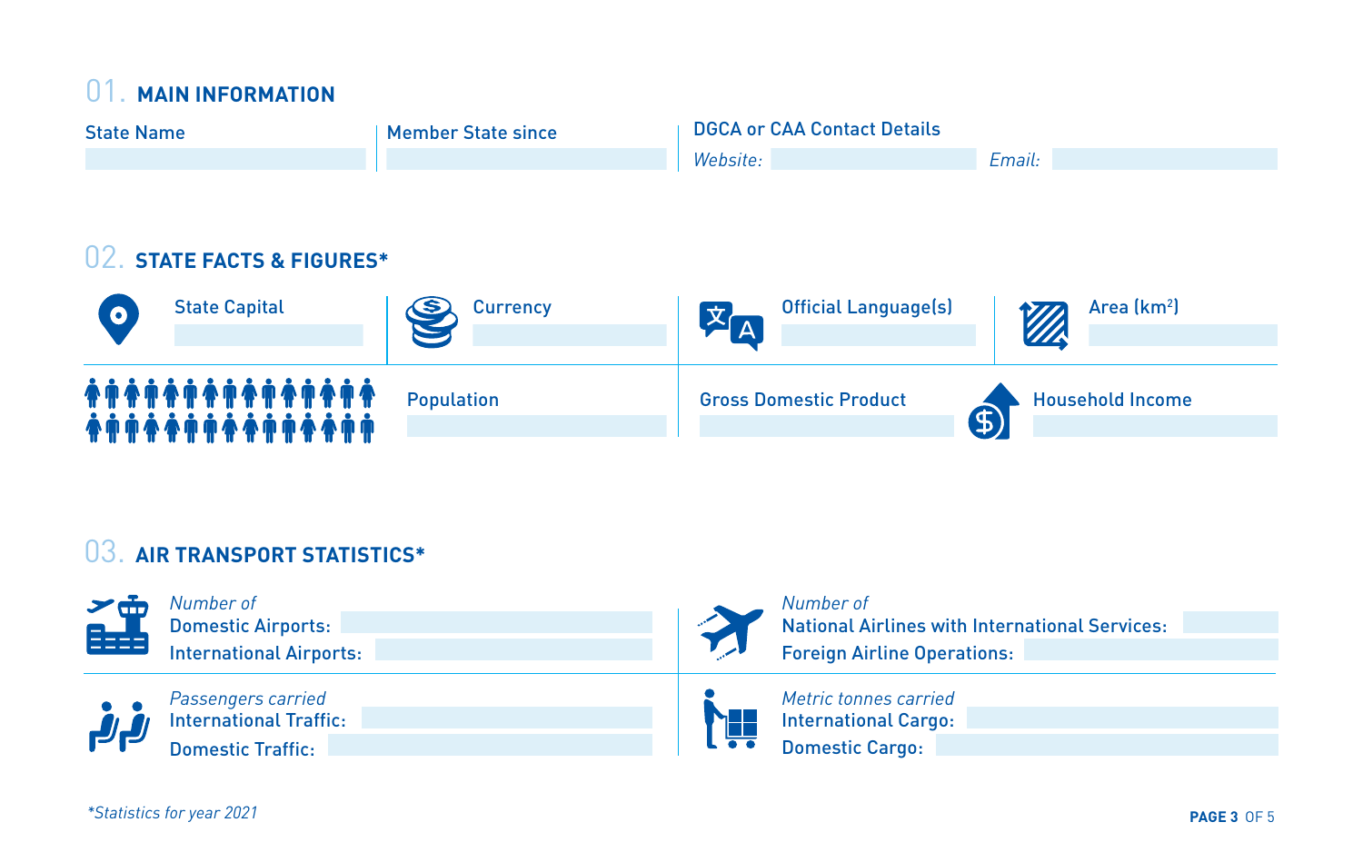## 01. MAIN INFORMATION

| State Name | Member State since | DGCA or CAA Contact Details |
|---|---|---|
| | | *Website:* |
| | | *Email:* |

## 02. STATE FACTS & FIGURES*

| State Capital | Currency | Official Language(s) | Area (km²) |
|---|---|---|---|
| | | | |

| Population | Gross Domestic Product | Household Income |
|---|---|---|
| | | |

## 03. AIR TRANSPORT STATISTICS*

*Number of*
Domestic Airports:
International Airports:

*Number of*
National Airlines with International Services:
Foreign Airline Operations:

*Passengers carried*
International Traffic:
Domestic Traffic:

*Metric tonnes carried*
International Cargo:
Domestic Cargo:

**Statistics for year 2021*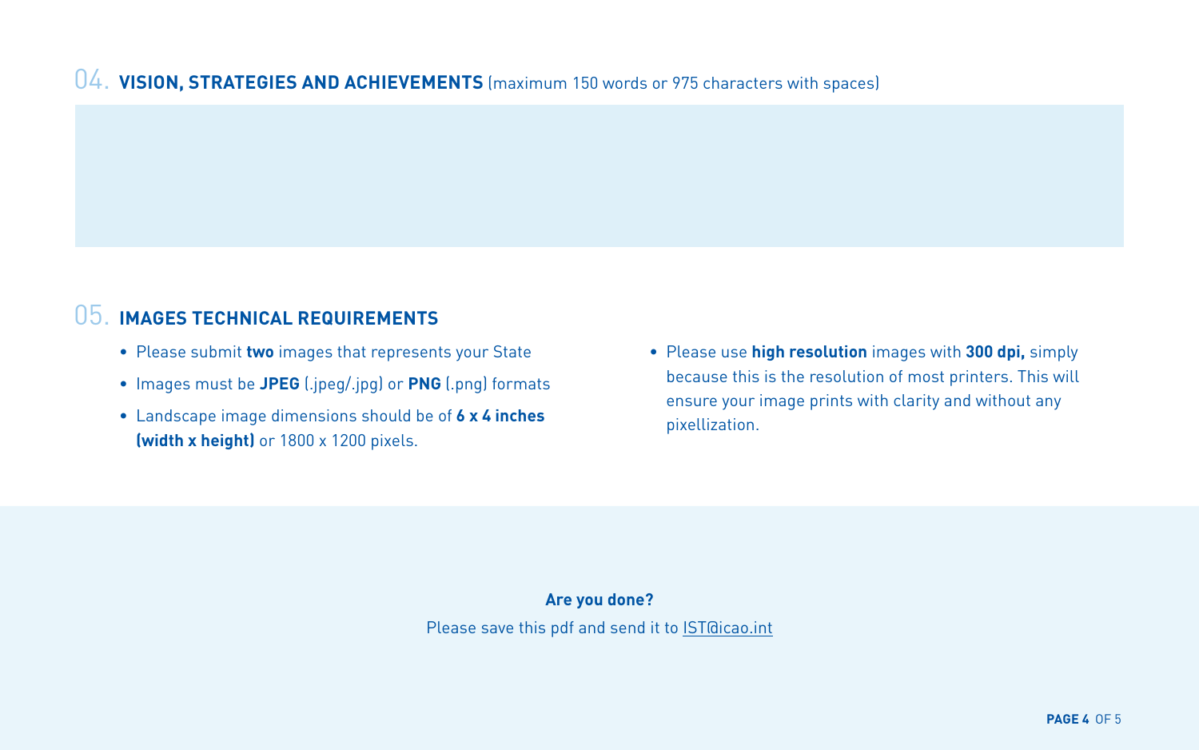## 04. VISION, STRATEGIES AND ACHIEVEMENTS (maximum 150 words or 975 characters with spaces)

## 05. IMAGES TECHNICAL REQUIREMENTS

- Please submit **two** images that represents your State
- Images must be **JPEG** (.jpeg/.jpg) or **PNG** (.png) formats
- Landscape image dimensions should be of **6 x 4 inches (width x height)** or 1800 x 1200 pixels.
- Please use **high resolution** images with **300 dpi,** simply because this is the resolution of most printers. This will ensure your image prints with clarity and without any pixellization.

**Are you done?**

Please save this pdf and send it to IST@icao.int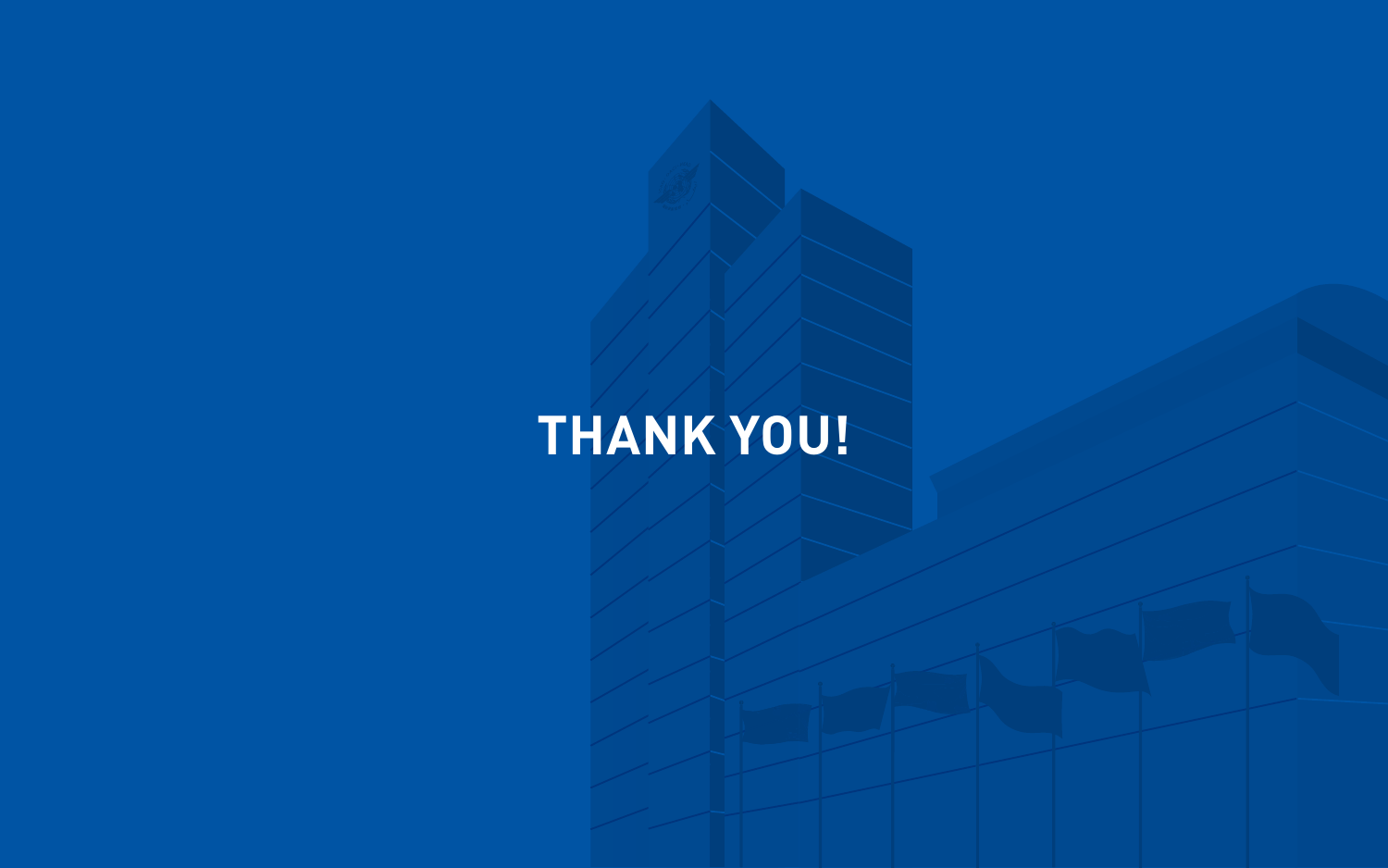# THANK YOU!